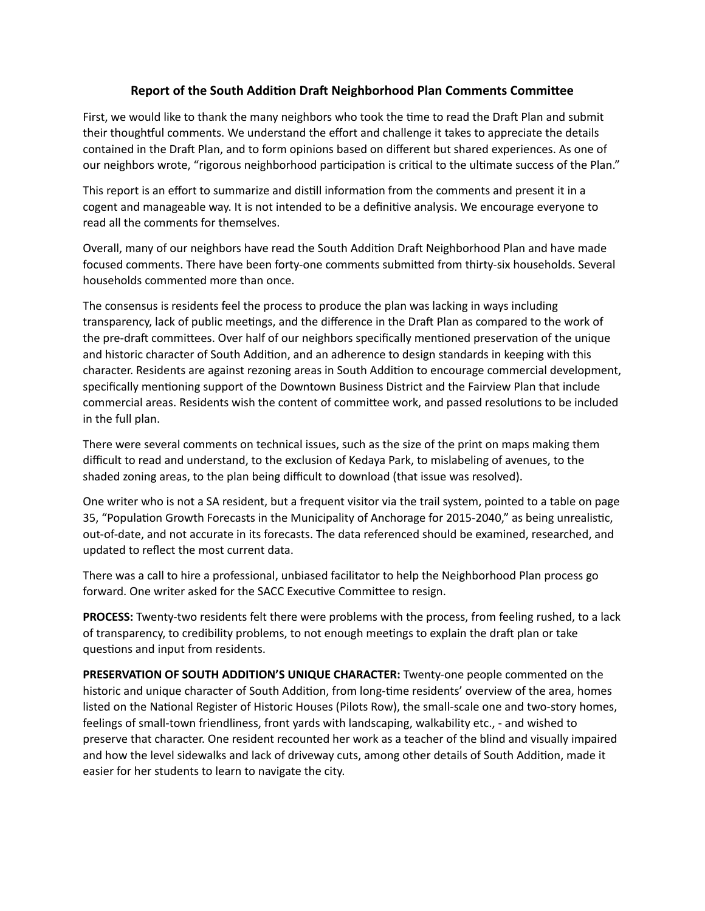# Report of the South Addition Draft Neighborhood Plan Comments Committee

First, we would like to thank the many neighbors who took the time to read the Draft Plan and submit their thoughtful comments. We understand the effort and challenge it takes to appreciate the details contained in the Draft Plan, and to form opinions based on different but shared experiences. As one of our neighbors wrote, "rigorous neighborhood participation is critical to the ultimate success of the Plan."

This report is an effort to summarize and distill information from the comments and present it in a cogent and manageable way. It is not intended to be a definitive analysis. We encourage everyone to read all the comments for themselves.

Overall, many of our neighbors have read the South Addition Draft Neighborhood Plan and have made focused comments. There have been forty-one comments submitted from thirty-six households. Several households commented more than once.

The consensus is residents feel the process to produce the plan was lacking in ways including transparency, lack of public meetings, and the difference in the Draft Plan as compared to the work of the pre-draft committees. Over half of our neighbors specifically mentioned preservation of the unique and historic character of South Addition, and an adherence to design standards in keeping with this character. Residents are against rezoning areas in South Addition to encourage commercial development, specifically mentioning support of the Downtown Business District and the Fairview Plan that include commercial areas. Residents wish the content of committee work, and passed resolutions to be included in the full plan.

There were several comments on technical issues, such as the size of the print on maps making them difficult to read and understand, to the exclusion of Kedaya Park, to mislabeling of avenues, to the shaded zoning areas, to the plan being difficult to download (that issue was resolved).

One writer who is not a SA resident, but a frequent visitor via the trail system, pointed to a table on page 35, "Population Growth Forecasts in the Municipality of Anchorage for 2015-2040," as being unrealistic, out-of-date, and not accurate in its forecasts. The data referenced should be examined, researched, and updated to reflect the most current data.

There was a call to hire a professional, unbiased facilitator to help the Neighborhood Plan process go forward. One writer asked for the SACC Executive Committee to resign.

**PROCESS:** Twenty-two residents felt there were problems with the process, from feeling rushed, to a lack of transparency, to credibility problems, to not enough meetings to explain the draft plan or take questions and input from residents.

**PRESERVATION OF SOUTH ADDITION'S UNIQUE CHARACTER:** Twenty-one people commented on the historic and unique character of South Addition, from long-time residents' overview of the area, homes listed on the National Register of Historic Houses (Pilots Row), the small-scale one and two-story homes, feelings of small-town friendliness, front yards with landscaping, walkability etc., - and wished to preserve that character. One resident recounted her work as a teacher of the blind and visually impaired and how the level sidewalks and lack of driveway cuts, among other details of South Addition, made it easier for her students to learn to navigate the city.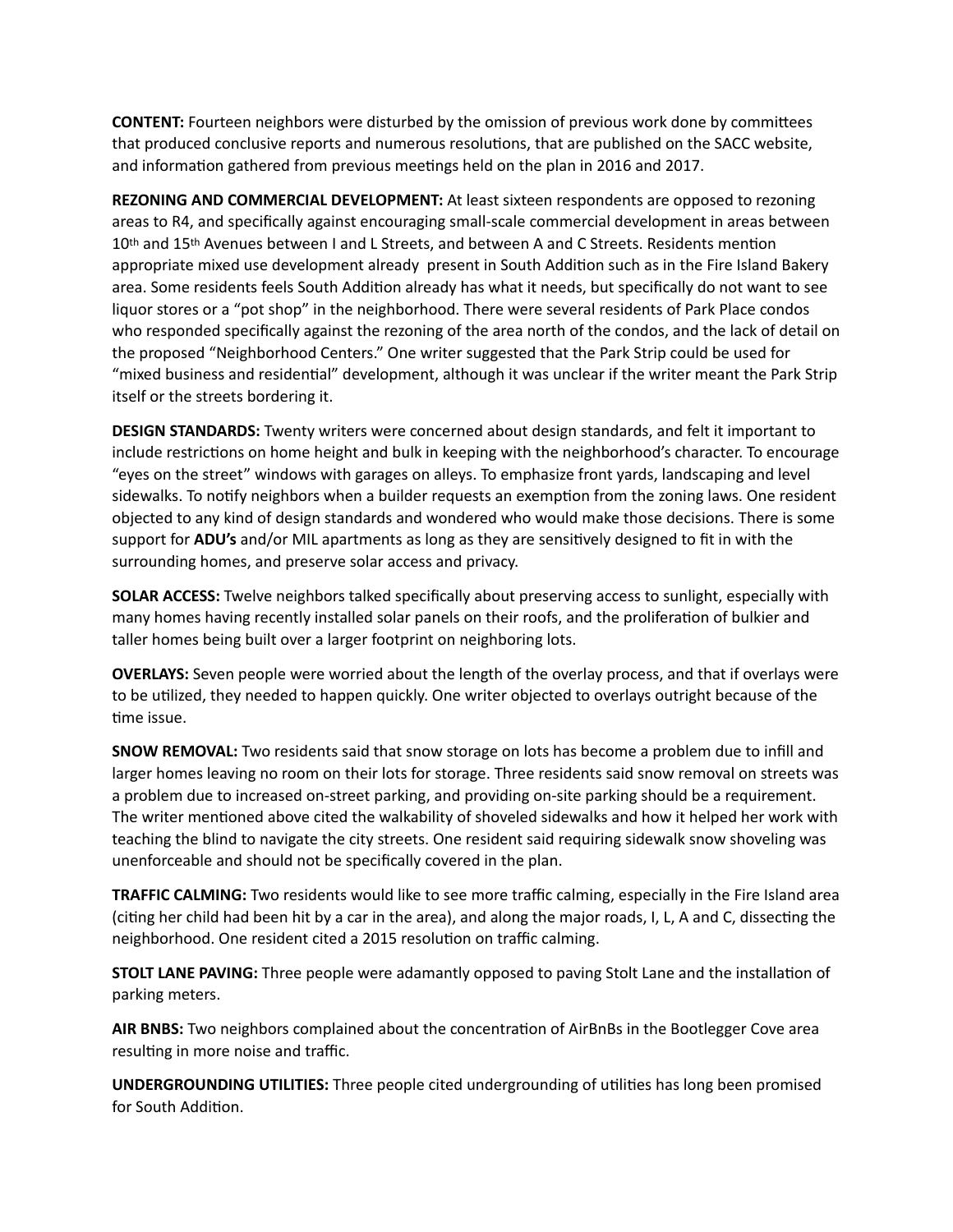**CONTENT:** Fourteen neighbors were disturbed by the omission of previous work done by committees that produced conclusive reports and numerous resolutions, that are published on the SACC website, and information gathered from previous meetings held on the plan in 2016 and 2017.

**REZONING AND COMMERCIAL DEVELOPMENT:** At least sixteen respondents are opposed to rezoning areas to R4, and specifically against encouraging small-scale commercial development in areas between 10th and 15th Avenues between I and L Streets, and between A and C Streets. Residents mention appropriate mixed use development already present in South Addition such as in the Fire Island Bakery area. Some residents feels South Addition already has what it needs, but specifically do not want to see liquor stores or a "pot shop" in the neighborhood. There were several residents of Park Place condos who responded specifically against the rezoning of the area north of the condos, and the lack of detail on the proposed "Neighborhood Centers." One writer suggested that the Park Strip could be used for "mixed business and residential" development, although it was unclear if the writer meant the Park Strip itself or the streets bordering it.

**DESIGN STANDARDS:** Twenty writers were concerned about design standards, and felt it important to include restrictions on home height and bulk in keeping with the neighborhood's character. To encourage "eyes on the street" windows with garages on alleys. To emphasize front yards, landscaping and level sidewalks. To notify neighbors when a builder requests an exemption from the zoning laws. One resident objected to any kind of design standards and wondered who would make those decisions. There is some support for **ADU's** and/or MIL apartments as long as they are sensitively designed to fit in with the surrounding homes, and preserve solar access and privacy.

**SOLAR ACCESS:** Twelve neighbors talked specifically about preserving access to sunlight, especially with many homes having recently installed solar panels on their roofs, and the proliferation of bulkier and taller homes being built over a larger footprint on neighboring lots.

**OVERLAYS:** Seven people were worried about the length of the overlay process, and that if overlays were to be utilized, they needed to happen quickly. One writer objected to overlays outright because of the time issue.

**SNOW REMOVAL:** Two residents said that snow storage on lots has become a problem due to infill and larger homes leaving no room on their lots for storage. Three residents said snow removal on streets was a problem due to increased on-street parking, and providing on-site parking should be a requirement. The writer mentioned above cited the walkability of shoveled sidewalks and how it helped her work with teaching the blind to navigate the city streets. One resident said requiring sidewalk snow shoveling was unenforceable and should not be specifically covered in the plan.

**TRAFFIC CALMING:** Two residents would like to see more traffic calming, especially in the Fire Island area (citing her child had been hit by a car in the area), and along the major roads, I, L, A and C, dissecting the neighborhood. One resident cited a 2015 resolution on traffic calming.

**STOLT LANE PAVING:** Three people were adamantly opposed to paving Stolt Lane and the installation of parking meters.

**AIR BNBS:** Two neighbors complained about the concentration of AirBnBs in the Bootlegger Cove area resulting in more noise and traffic.

**UNDERGROUNDING UTILITIES:** Three people cited undergrounding of utilities has long been promised for South Addition.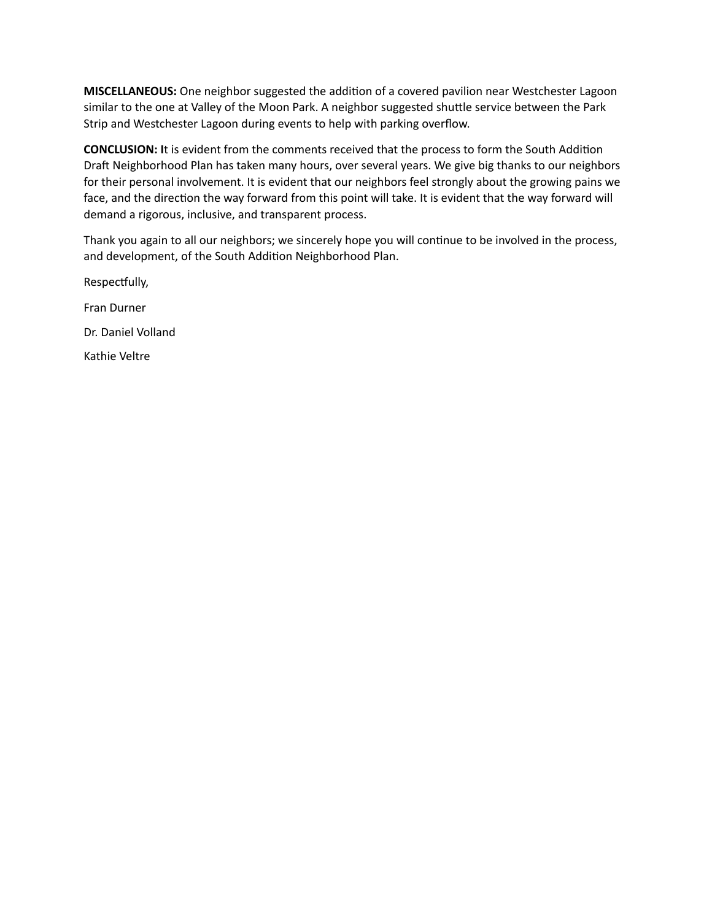**MISCELLANEOUS:** One neighbor suggested the addition of a covered pavilion near Westchester Lagoon similar to the one at Valley of the Moon Park. A neighbor suggested shuttle service between the Park Strip and Westchester Lagoon during events to help with parking overflow.

**CONCLUSION: I**t is evident from the comments received that the process to form the South Addition Draft Neighborhood Plan has taken many hours, over several years. We give big thanks to our neighbors for their personal involvement. It is evident that our neighbors feel strongly about the growing pains we face, and the direction the way forward from this point will take. It is evident that the way forward will demand a rigorous, inclusive, and transparent process.

Thank you again to all our neighbors; we sincerely hope you will continue to be involved in the process, and development, of the South Addition Neighborhood Plan.

Respectfully,

Fran Durner

Dr. Daniel Volland

Kathie Veltre